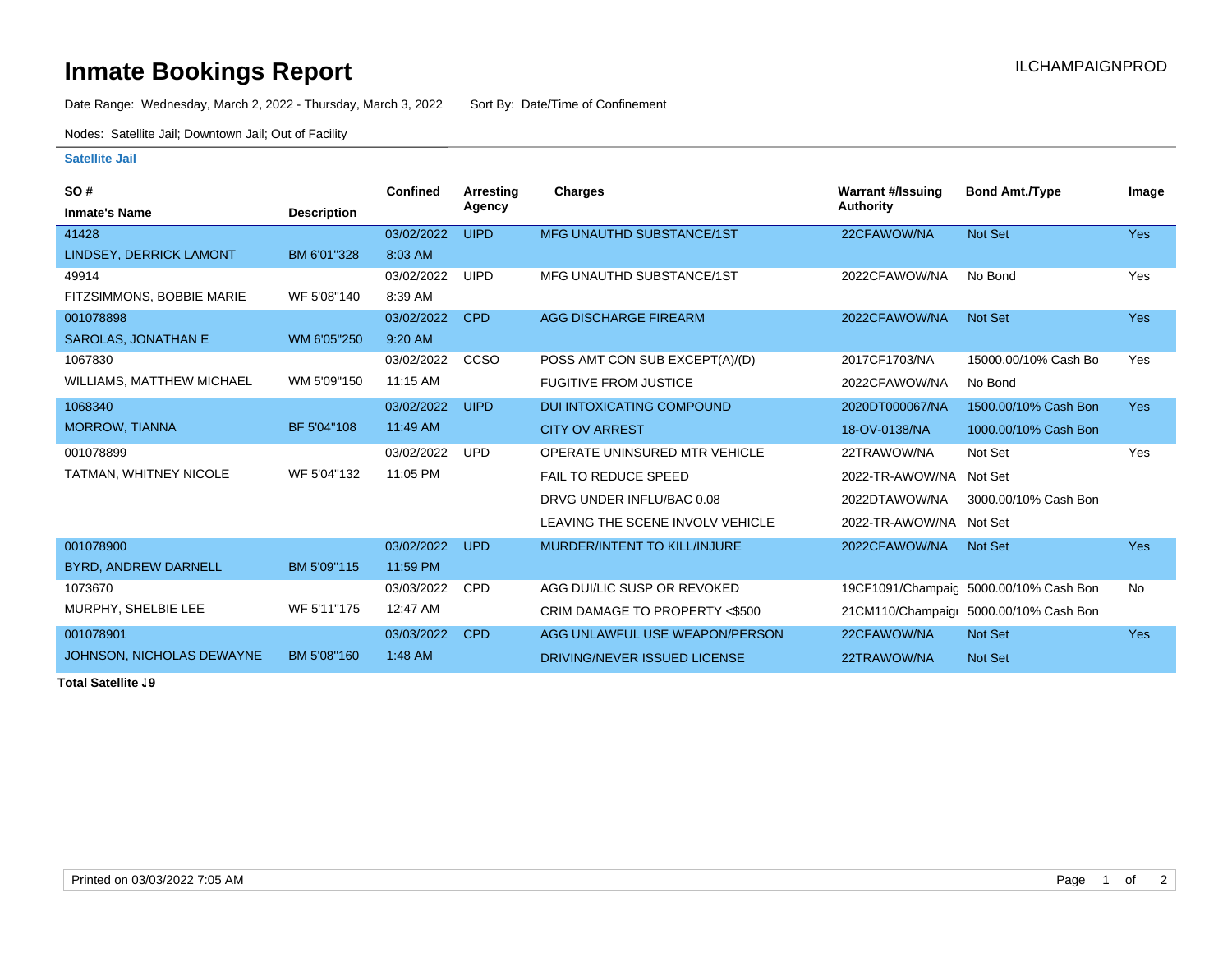# Inmate Bookings Report

ILCHAMPAIGNPROD

Date Range: Wednesday, March 2, 2022 - Thursday, March 3, 2022    Sort By: Date/Time of Confinement

Nodes: Satellite Jail; Downtown Jail; Out of Facility

## Satellite Jail

| SO # / Inmate's Name | Description | Confined | Arresting Agency | Charges | Warrant #/Issuing Authority | Bond Amt./Type | Image |
|---|---|---|---|---|---|---|---|
| 41428 LINDSEY, DERRICK LAMONT | BM 6'01"328 | 03/02/2022 8:03 AM | UIPD | MFG UNAUTHD SUBSTANCE/1ST | 22CFAWOW/NA | Not Set | Yes |
| 49914 FITZSIMMONS, BOBBIE MARIE | WF 5'08"140 | 03/02/2022 8:39 AM | UIPD | MFG UNAUTHD SUBSTANCE/1ST | 2022CFAWOW/NA | No Bond | Yes |
| 001078898 SAROLAS, JONATHAN E | WM 6'05"250 | 03/02/2022 9:20 AM | CPD | AGG DISCHARGE FIREARM | 2022CFAWOW/NA | Not Set | Yes |
| 1067830 WILLIAMS, MATTHEW MICHAEL | WM 5'09"150 | 03/02/2022 11:15 AM | CCSO | POSS AMT CON SUB EXCEPT(A)/(D) | 2017CF1703/NA | 15000.00/10% Cash Bo | Yes |
| | | | | FUGITIVE FROM JUSTICE | 2022CFAWOW/NA | No Bond | |
| 1068340 MORROW, TIANNA | BF 5'04"108 | 03/02/2022 11:49 AM | UIPD | DUI INTOXICATING COMPOUND | 2020DT000067/NA | 1500.00/10% Cash Bon | Yes |
| | | | | CITY OV ARREST | 18-OV-0138/NA | 1000.00/10% Cash Bon | |
| 001078899 TATMAN, WHITNEY NICOLE | WF 5'04"132 | 03/02/2022 11:05 PM | UPD | OPERATE UNINSURED MTR VEHICLE | 22TRAWOW/NA | Not Set | Yes |
| | | | | FAIL TO REDUCE SPEED | 2022-TR-AWOW/NA | Not Set | |
| | | | | DRVG UNDER INFLU/BAC 0.08 | 2022DTAWOW/NA | 3000.00/10% Cash Bon | |
| | | | | LEAVING THE SCENE INVOLV VEHICLE | 2022-TR-AWOW/NA | Not Set | |
| 001078900 BYRD, ANDREW DARNELL | BM 5'09"115 | 03/02/2022 11:59 PM | UPD | MURDER/INTENT TO KILL/INJURE | 2022CFAWOW/NA | Not Set | Yes |
| 1073670 MURPHY, SHELBIE LEE | WF 5'11"175 | 03/03/2022 12:47 AM | CPD | AGG DUI/LIC SUSP OR REVOKED | 19CF1091/Champaig | 5000.00/10% Cash Bon | No |
| | | | | CRIM DAMAGE TO PROPERTY <$500 | 21CM110/Champaigı | 5000.00/10% Cash Bon | |
| 001078901 JOHNSON, NICHOLAS DEWAYNE | BM 5'08"160 | 03/03/2022 1:48 AM | CPD | AGG UNLAWFUL USE WEAPON/PERSON | 22CFAWOW/NA | Not Set | Yes |
| | | | | DRIVING/NEVER ISSUED LICENSE | 22TRAWOW/NA | Not Set | |

**Total Satellite 9**

Printed on 03/03/2022 7:05 AM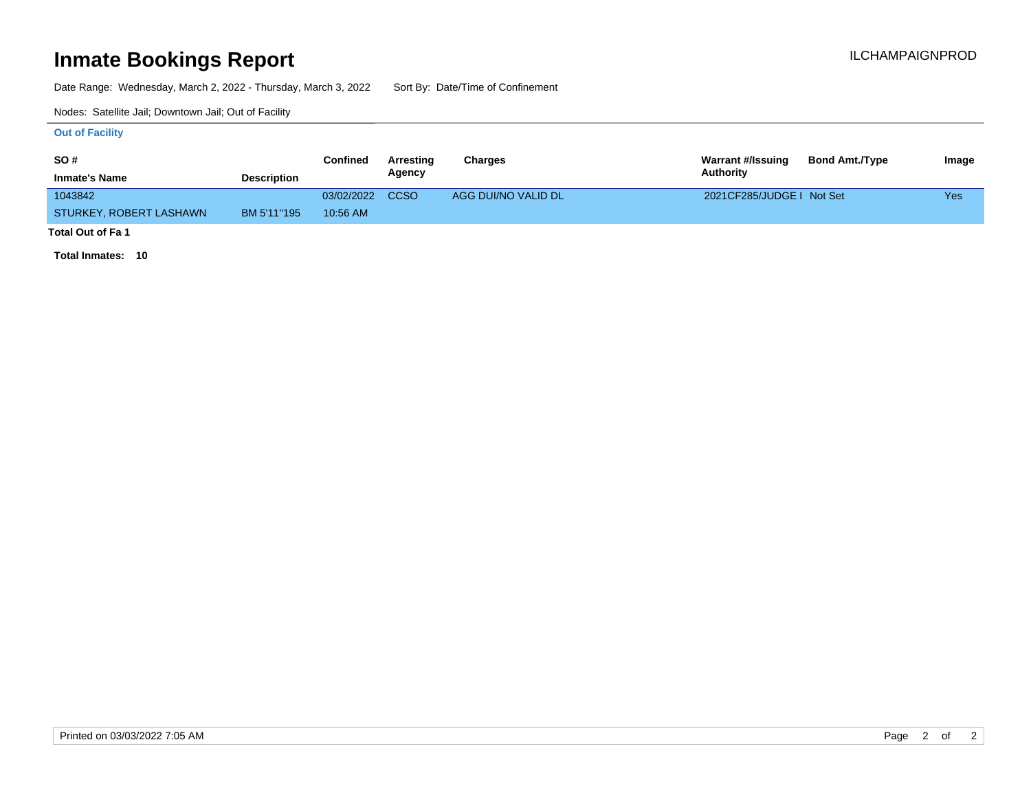# Inmate Bookings Report

ILCHAMPAIGNPROD

Date Range: Wednesday, March 2, 2022 - Thursday, March 3, 2022 Sort By: Date/Time of Confinement

Nodes: Satellite Jail; Downtown Jail; Out of Facility

### Out of Facility

| SO # / Inmate's Name | Description | Confined | Arresting Agency | Charges | Warrant #/Issuing Authority | Bond Amt./Type | Image |
|---|---|---|---|---|---|---|---|
| 1043842<br>STURKEY, ROBERT LASHAWN | BM 5'11"195 | 03/02/2022<br>10:56 AM | CCSO | AGG DUI/NO VALID DL | 2021CF285/JUDGE I | Not Set | Yes |

**Total Out of Fa 1**

**Total Inmates: 10**

Printed on 03/03/2022 7:05 AM